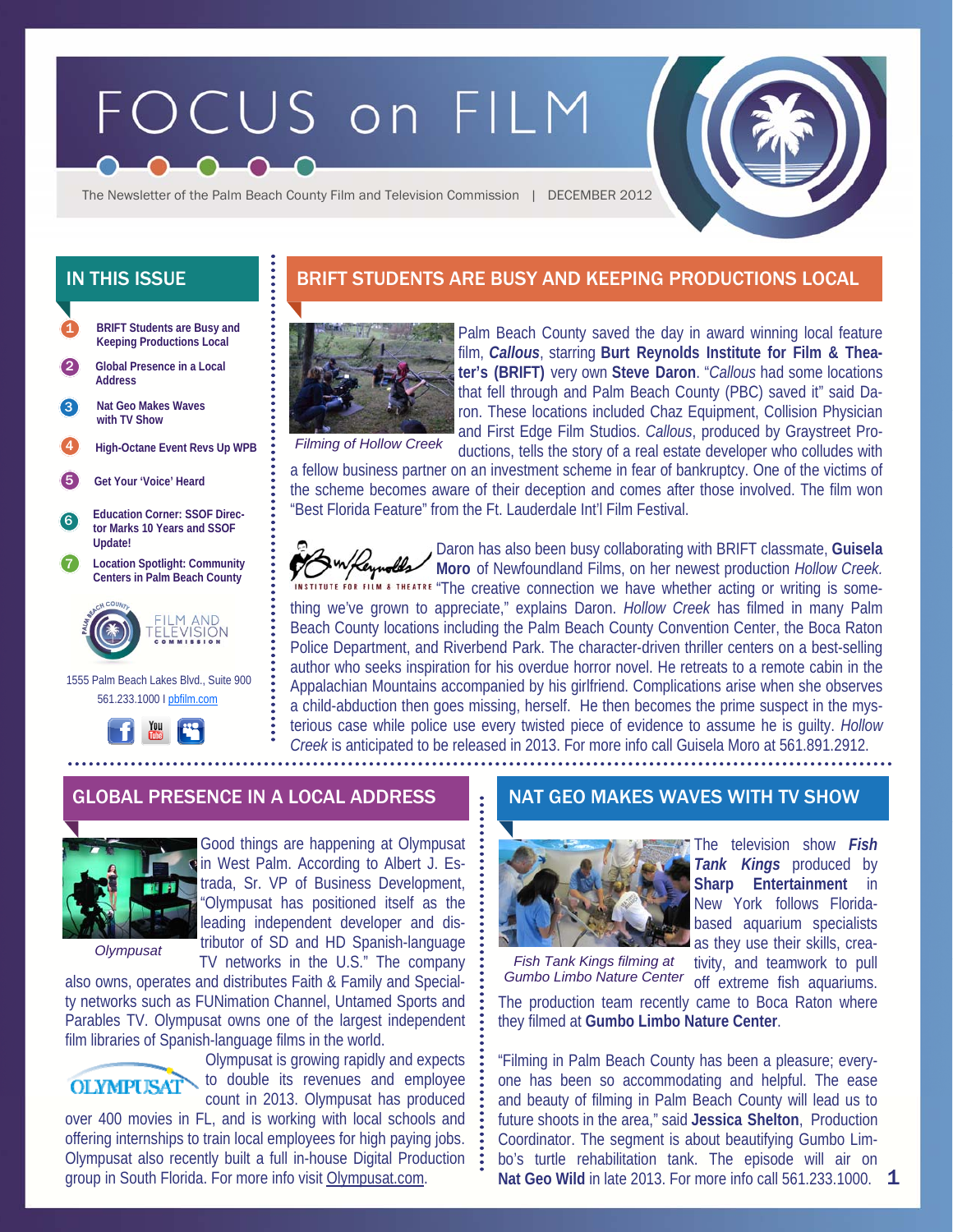# FOCUS on FILM

The Newsletter of the Palm Beach County Film and Television Commission | DECEMBER 2012

## IN THIS ISSUE

1. BRIFT Students are Busy and Keeping Productions Local
2. Global Presence in a Local Address
3. Nat Geo Makes Waves with TV Show
4. High-Octane Event Revs Up WPB
5. Get Your 'Voice' Heard
6. Education Corner: SSOF Director Marks 10 Years and SSOF Update!
7. Location Spotlight: Community Centers in Palm Beach County

FILM AND TELEVISION COMMISSION

1555 Palm Beach Lakes Blvd., Suite 900
561.233.1000 I pbfilm.com

## BRIFT STUDENTS ARE BUSY AND KEEPING PRODUCTIONS LOCAL

*Filming of Hollow Creek*

Palm Beach County saved the day in award winning local feature film, ***Callous***, starring **Burt Reynolds Institute for Film & Theater's (BRIFT)** very own **Steve Daron**. "*Callous* had some locations that fell through and Palm Beach County (PBC) saved it" said Daron. These locations included Chaz Equipment, Collision Physician and First Edge Film Studios. *Callous*, produced by Graystreet Productions, tells the story of a real estate developer who colludes with a fellow business partner on an investment scheme in fear of bankruptcy. One of the victims of the scheme becomes aware of their deception and comes after those involved. The film won "Best Florida Feature" from the Ft. Lauderdale Int'l Film Festival.

Burt Reynolds INSTITUTE FOR FILM & THEATRE

Daron has also been busy collaborating with BRIFT classmate, **Guisela Moro** of Newfoundland Films, on her newest production *Hollow Creek*. "The creative connection we have whether acting or writing is something we've grown to appreciate," explains Daron. *Hollow Creek* has filmed in many Palm Beach County locations including the Palm Beach County Convention Center, the Boca Raton Police Department, and Riverbend Park. The character-driven thriller centers on a best-selling author who seeks inspiration for his overdue horror novel. He retreats to a remote cabin in the Appalachian Mountains accompanied by his girlfriend. Complications arise when she observes a child-abduction then goes missing, herself. He then becomes the prime suspect in the mysterious case while police use every twisted piece of evidence to assume he is guilty. *Hollow Creek* is anticipated to be released in 2013. For more info call Guisela Moro at 561.891.2912.

## GLOBAL PRESENCE IN A LOCAL ADDRESS

*Olympusat*

Good things are happening at Olympusat in West Palm. According to Albert J. Estrada, Sr. VP of Business Development, "Olympusat has positioned itself as the leading independent developer and distributor of SD and HD Spanish-language TV networks in the U.S." The company also owns, operates and distributes Faith & Family and Specialty networks such as FUNimation Channel, Untamed Sports and Parables TV. Olympusat owns one of the largest independent film libraries of Spanish-language films in the world.

OLYMPUSAT

Olympusat is growing rapidly and expects to double its revenues and employee count in 2013. Olympusat has produced over 400 movies in FL, and is working with local schools and offering internships to train local employees for high paying jobs. Olympusat also recently built a full in-house Digital Production group in South Florida. For more info visit Olympusat.com.

## NAT GEO MAKES WAVES WITH TV SHOW

*Fish Tank Kings filming at Gumbo Limbo Nature Center*

The television show ***Fish Tank Kings*** produced by **Sharp Entertainment** in New York follows Florida-based aquarium specialists as they use their skills, creativity, and teamwork to pull off extreme fish aquariums. The production team recently came to Boca Raton where they filmed at **Gumbo Limbo Nature Center**.

"Filming in Palm Beach County has been a pleasure; everyone has been so accommodating and helpful. The ease and beauty of filming in Palm Beach County will lead us to future shoots in the area," said **Jessica Shelton**, Production Coordinator. The segment is about beautifying Gumbo Limbo's turtle rehabilitation tank. The episode will air on **Nat Geo Wild** in late 2013. For more info call 561.233.1000.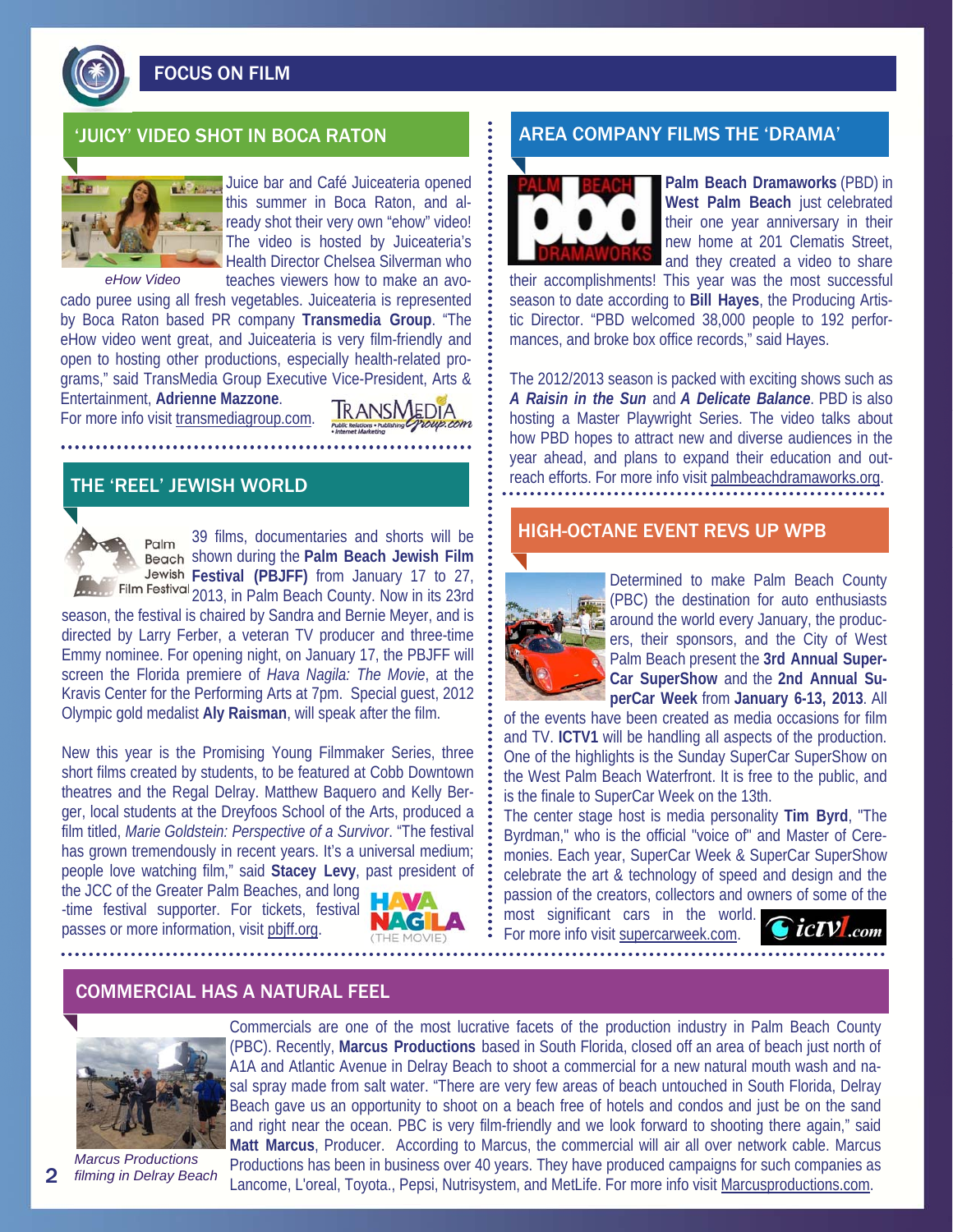# FOCUS ON FILM

## 'JUICY' VIDEO SHOT IN BOCA RATON

*eHow Video*

Juice bar and Café Juiceateria opened this summer in Boca Raton, and already shot their very own "ehow" video! The video is hosted by Juiceateria's Health Director Chelsea Silverman who teaches viewers how to make an avocado puree using all fresh vegetables. Juiceateria is represented by Boca Raton based PR company **Transmedia Group**. "The eHow video went great, and Juiceateria is very film-friendly and open to hosting other productions, especially health-related programs," said TransMedia Group Executive Vice-President, Arts & Entertainment, **Adrienne Mazzone**.

For more info visit transmediagroup.com.

## THE 'REEL' JEWISH WORLD

39 films, documentaries and shorts will be shown during the **Palm Beach Jewish Film Festival (PBJFF)** from January 17 to 27, 2013, in Palm Beach County. Now in its 23rd season, the festival is chaired by Sandra and Bernie Meyer, and is directed by Larry Ferber, a veteran TV producer and three-time Emmy nominee. For opening night, on January 17, the PBJFF will screen the Florida premiere of *Hava Nagila: The Movie*, at the Kravis Center for the Performing Arts at 7pm. Special guest, 2012 Olympic gold medalist **Aly Raisman**, will speak after the film.

New this year is the Promising Young Filmmaker Series, three short films created by students, to be featured at Cobb Downtown theatres and the Regal Delray. Matthew Baquero and Kelly Berger, local students at the Dreyfoos School of the Arts, produced a film titled, *Marie Goldstein: Perspective of a Survivor*. "The festival has grown tremendously in recent years. It's a universal medium; people love watching film," said **Stacey Levy**, past president of the JCC of the Greater Palm Beaches, and long-time festival supporter. For tickets, festival passes or more information, visit pbjff.org.

## AREA COMPANY FILMS THE 'DRAMA'

**Palm Beach Dramaworks** (PBD) in **West Palm Beach** just celebrated their one year anniversary in their new home at 201 Clematis Street, and they created a video to share their accomplishments! This year was the most successful season to date according to **Bill Hayes**, the Producing Artistic Director. "PBD welcomed 38,000 people to 192 performances, and broke box office records," said Hayes.

The 2012/2013 season is packed with exciting shows such as ***A Raisin in the Sun*** and ***A Delicate Balance***. PBD is also hosting a Master Playwright Series. The video talks about how PBD hopes to attract new and diverse audiences in the year ahead, and plans to expand their education and outreach efforts. For more info visit palmbeachdramaworks.org.

## HIGH-OCTANE EVENT REVS UP WPB

Determined to make Palm Beach County (PBC) the destination for auto enthusiasts around the world every January, the producers, their sponsors, and the City of West Palm Beach present the **3rd Annual SuperCar SuperShow** and the **2nd Annual SuperCar Week** from **January 6-13, 2013**. All of the events have been created as media occasions for film and TV. **ICTV1** will be handling all aspects of the production. One of the highlights is the Sunday SuperCar SuperShow on the West Palm Beach Waterfront. It is free to the public, and is the finale to SuperCar Week on the 13th.

The center stage host is media personality **Tim Byrd**, "The Byrdman," who is the official "voice of" and Master of Ceremonies. Each year, SuperCar Week & SuperCar SuperShow celebrate the art & technology of speed and design and the passion of the creators, collectors and owners of some of the most significant cars in the world. For more info visit supercarweek.com.

## COMMERCIAL HAS A NATURAL FEEL

*Marcus Productions filming in Delray Beach*

Commercials are one of the most lucrative facets of the production industry in Palm Beach County (PBC). Recently, **Marcus Productions** based in South Florida, closed off an area of beach just north of A1A and Atlantic Avenue in Delray Beach to shoot a commercial for a new natural mouth wash and nasal spray made from salt water. "There are very few areas of beach untouched in South Florida, Delray Beach gave us an opportunity to shoot on a beach free of hotels and condos and just be on the sand and right near the ocean. PBC is very film-friendly and we look forward to shooting there again," said **Matt Marcus**, Producer. According to Marcus, the commercial will air all over network cable. Marcus Productions has been in business over 40 years. They have produced campaigns for such companies as Lancome, L'oreal, Toyota., Pepsi, Nutrisystem, and MetLife. For more info visit Marcusproductions.com.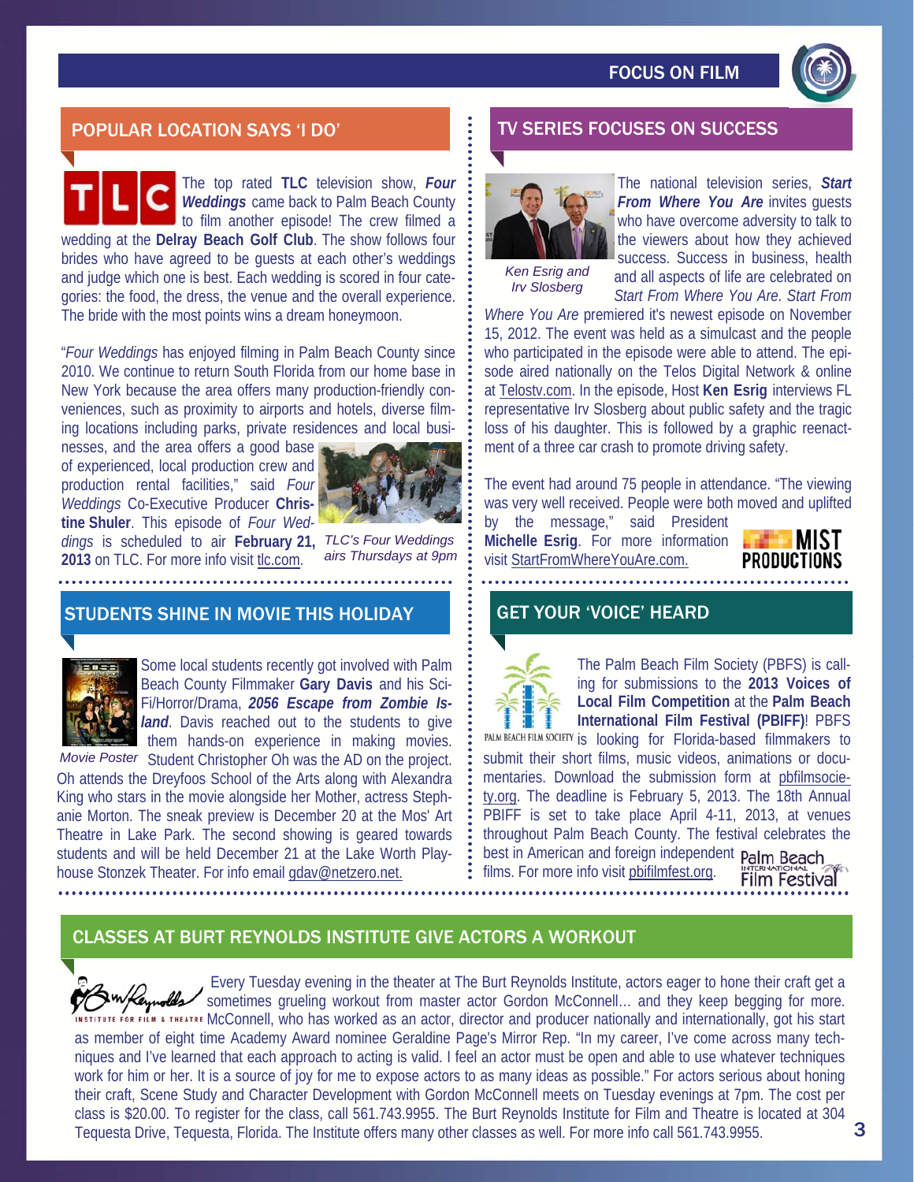## POPULAR LOCATION SAYS 'I DO'

The top rated **TLC** television show, ***Four Weddings*** came back to Palm Beach County to film another episode! The crew filmed a wedding at the **Delray Beach Golf Club**. The show follows four brides who have agreed to be guests at each other's weddings and judge which one is best. Each wedding is scored in four categories: the food, the dress, the venue and the overall experience. The bride with the most points wins a dream honeymoon.

"*Four Weddings* has enjoyed filming in Palm Beach County since 2010. We continue to return South Florida from our home base in New York because the area offers many production-friendly conveniences, such as proximity to airports and hotels, diverse filming locations including parks, private residences and local businesses, and the area offers a good base of experienced, local production crew and production rental facilities," said *Four Weddings* Co-Executive Producer **Christine Shuler**. This episode of *Four Weddings* is scheduled to air **February 21, 2013** on TLC. For more info visit tlc.com.

*TLC's Four Weddings airs Thursdays at 9pm*

## TV SERIES FOCUSES ON SUCCESS

*Ken Esrig and Irv Slosberg*

The national television series, ***Start From Where You Are*** invites guests who have overcome adversity to talk to the viewers about how they achieved success. Success in business, health and all aspects of life are celebrated on *Start From Where You Are*. *Start From Where You Are* premiered it's newest episode on November 15, 2012. The event was held as a simulcast and the people who participated in the episode were able to attend. The episode aired nationally on the Telos Digital Network & online at Telostv.com. In the episode, Host **Ken Esrig** interviews FL representative Irv Slosberg about public safety and the tragic loss of his daughter. This is followed by a graphic reenactment of a three car crash to promote driving safety.

The event had around 75 people in attendance. "The viewing was very well received. People were both moved and uplifted by the message," said President **Michelle Esrig**. For more information visit StartFromWhereYouAre.com.

## STUDENTS SHINE IN MOVIE THIS HOLIDAY

*Movie Poster*

Some local students recently got involved with Palm Beach County Filmmaker **Gary Davis** and his Sci-Fi/Horror/Drama, ***2056 Escape from Zombie Island***. Davis reached out to the students to give them hands-on experience in making movies. Student Christopher Oh was the AD on the project. Oh attends the Dreyfoos School of the Arts along with Alexandra King who stars in the movie alongside her Mother, actress Stephanie Morton. The sneak preview is December 20 at the Mos' Art Theatre in Lake Park. The second showing is geared towards students and will be held December 21 at the Lake Worth Playhouse Stonzek Theater. For info email gdav@netzero.net.

## GET YOUR 'VOICE' HEARD

The Palm Beach Film Society (PBFS) is calling for submissions to the **2013 Voices of Local Film Competition** at the **Palm Beach International Film Festival (PBIFF)**! PBFS is looking for Florida-based filmmakers to submit their short films, music videos, animations or documentaries. Download the submission form at pbfilmsociety.org. The deadline is February 5, 2013. The 18th Annual PBIFF is set to take place April 4-11, 2013, at venues throughout Palm Beach County. The festival celebrates the best in American and foreign independent films. For more info visit pbifilmfest.org.

## CLASSES AT BURT REYNOLDS INSTITUTE GIVE ACTORS A WORKOUT

Every Tuesday evening in the theater at The Burt Reynolds Institute, actors eager to hone their craft get a sometimes grueling workout from master actor Gordon McConnell… and they keep begging for more. McConnell, who has worked as an actor, director and producer nationally and internationally, got his start as member of eight time Academy Award nominee Geraldine Page's Mirror Rep. "In my career, I've come across many techniques and I've learned that each approach to acting is valid. I feel an actor must be open and able to use whatever techniques work for him or her. It is a source of joy for me to expose actors to as many ideas as possible." For actors serious about honing their craft, Scene Study and Character Development with Gordon McConnell meets on Tuesday evenings at 7pm. The cost per class is $20.00. To register for the class, call 561.743.9955. The Burt Reynolds Institute for Film and Theatre is located at 304 Tequesta Drive, Tequesta, Florida. The Institute offers many other classes as well. For more info call 561.743.9955.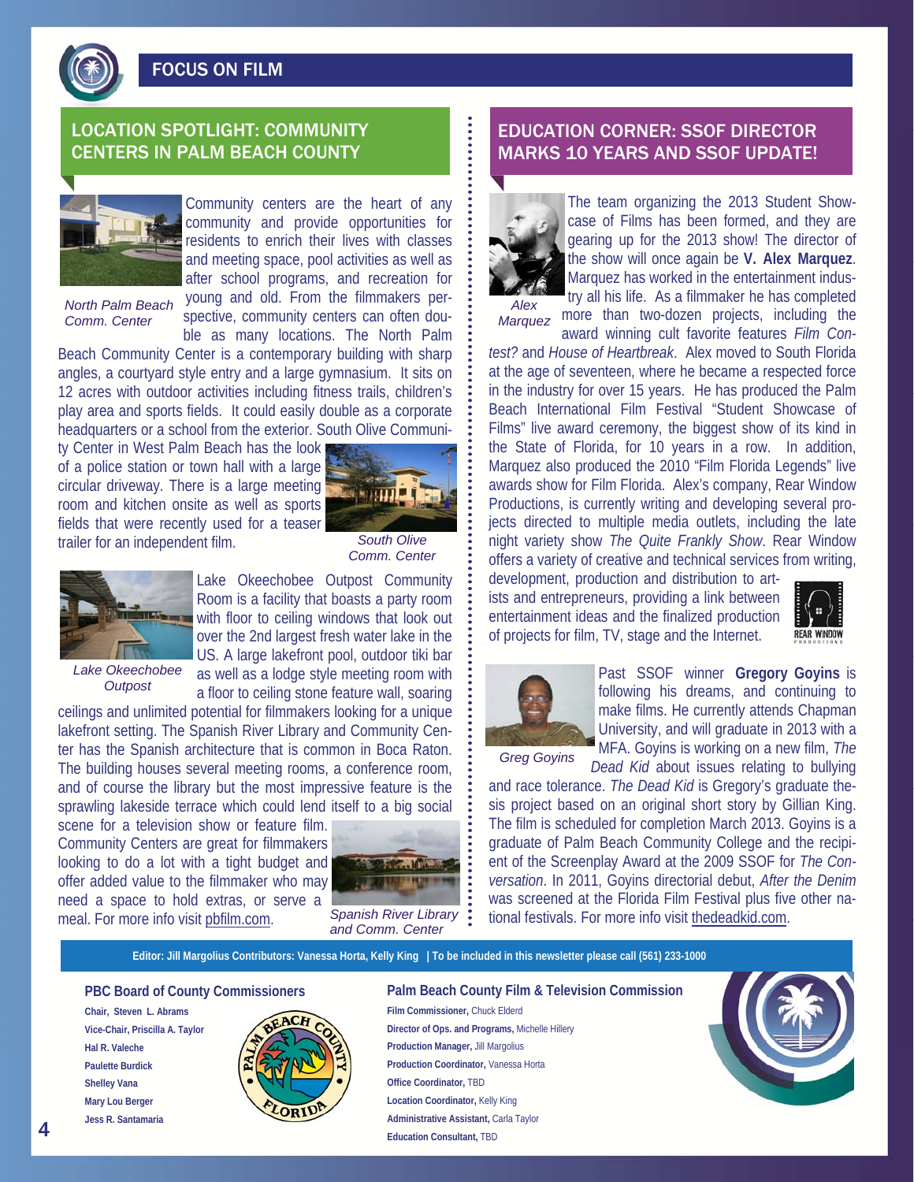# FOCUS ON FILM

## LOCATION SPOTLIGHT: COMMUNITY CENTERS IN PALM BEACH COUNTY

North Palm Beach Comm. Center

Community centers are the heart of any community and provide opportunities for residents to enrich their lives with classes and meeting space, pool activities as well as after school programs, and recreation for young and old. From the filmmakers perspective, community centers can often double as many locations. The North Palm Beach Community Center is a contemporary building with sharp angles, a courtyard style entry and a large gymnasium. It sits on 12 acres with outdoor activities including fitness trails, children's play area and sports fields. It could easily double as a corporate headquarters or a school from the exterior. South Olive Community Center in West Palm Beach has the look of a police station or town hall with a large circular driveway. There is a large meeting room and kitchen onsite as well as sports fields that were recently used for a teaser trailer for an independent film.

South Olive Comm. Center

Lake Okeechobee Outpost

Lake Okeechobee Outpost Community Room is a facility that boasts a party room with floor to ceiling windows that look out over the 2nd largest fresh water lake in the US. A large lakefront pool, outdoor tiki bar as well as a lodge style meeting room with a floor to ceiling stone feature wall, soaring ceilings and unlimited potential for filmmakers looking for a unique lakefront setting. The Spanish River Library and Community Center has the Spanish architecture that is common in Boca Raton. The building houses several meeting rooms, a conference room, and of course the library but the most impressive feature is the sprawling lakeside terrace which could lend itself to a big social scene for a television show or feature film. Community Centers are great for filmmakers looking to do a lot with a tight budget and offer added value to the filmmaker who may need a space to hold extras, or serve a meal. For more info visit pbfilm.com.

Spanish River Library and Comm. Center

## EDUCATION CORNER: SSOF DIRECTOR MARKS 10 YEARS AND SSOF UPDATE!

Alex Marquez

The team organizing the 2013 Student Showcase of Films has been formed, and they are gearing up for the 2013 show! The director of the show will once again be **V. Alex Marquez**. Marquez has worked in the entertainment industry all his life. As a filmmaker he has completed more than two-dozen projects, including the award winning cult favorite features *Film Contest?* and *House of Heartbreak*. Alex moved to South Florida at the age of seventeen, where he became a respected force in the industry for over 15 years. He has produced the Palm Beach International Film Festival "Student Showcase of Films" live award ceremony, the biggest show of its kind in the State of Florida, for 10 years in a row. In addition, Marquez also produced the 2010 "Film Florida Legends" live awards show for Film Florida. Alex's company, Rear Window Productions, is currently writing and developing several projects directed to multiple media outlets, including the late night variety show *The Quite Frankly Show*. Rear Window offers a variety of creative and technical services from writing, development, production and distribution to artists and entrepreneurs, providing a link between entertainment ideas and the finalized production of projects for film, TV, stage and the Internet.

REAR WINDOW PRODUCTIONS

Greg Goyins

Past SSOF winner **Gregory Goyins** is following his dreams, and continuing to make films. He currently attends Chapman University, and will graduate in 2013 with a MFA. Goyins is working on a new film, *The Dead Kid* about issues relating to bullying and race tolerance. *The Dead Kid* is Gregory's graduate thesis project based on an original short story by Gillian King. The film is scheduled for completion March 2013. Goyins is a graduate of Palm Beach Community College and the recipient of the Screenplay Award at the 2009 SSOF for *The Conversation*. In 2011, Goyins directorial debut, *After the Denim* was screened at the Florida Film Festival plus five other national festivals. For more info visit thedeadkid.com.

**Editor: Jill Margolius Contributors: Vanessa Horta, Kelly King | To be included in this newsletter please call (561) 233-1000**

### PBC Board of County Commissioners

**Chair, Steven L. Abrams**
**Vice-Chair, Priscilla A. Taylor**
**Hal R. Valeche**
**Paulette Burdick**
**Shelley Vana**
**Mary Lou Berger**
**Jess R. Santamaria**

PALM BEACH COUNTY FLORIDA

### Palm Beach County Film & Television Commission

**Film Commissioner,** Chuck Elderd
**Director of Ops. and Programs,** Michelle Hillery
**Production Manager,** Jill Margolius
**Production Coordinator,** Vanessa Horta
**Office Coordinator,** TBD
**Location Coordinator,** Kelly King
**Administrative Assistant,** Carla Taylor
**Education Consultant,** TBD